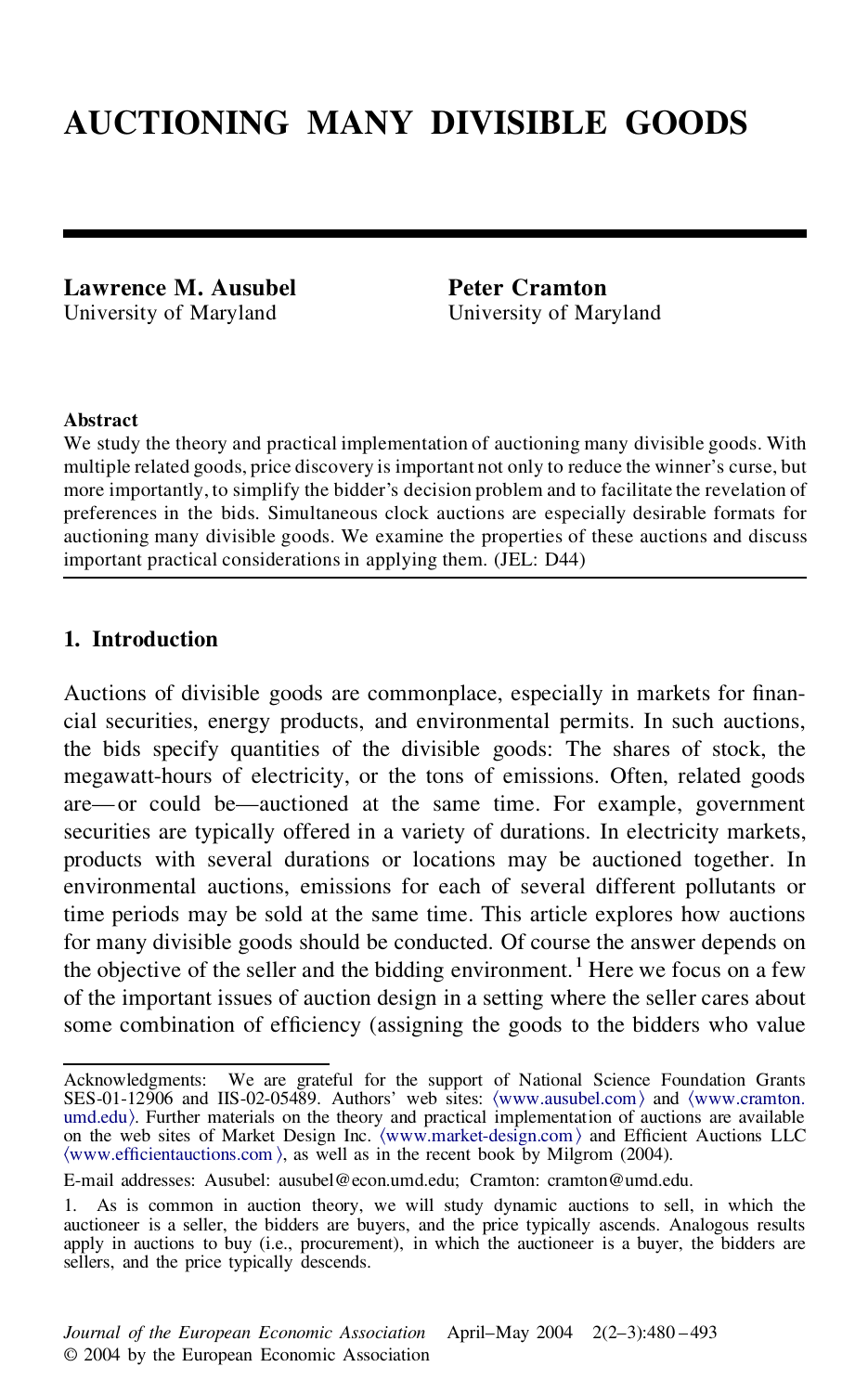# AUCTIONING MANY DIVISIBLE GOODS

**Lawrence M. Ausubel**
University of Maryland

**Peter Cramton**
University of Maryland

**Abstract**

We study the theory and practical implementation of auctioning many divisible goods. With multiple related goods, price discovery is important not only to reduce the winner's curse, but more importantly, to simplify the bidder's decision problem and to facilitate the revelation of preferences in the bids. Simultaneous clock auctions are especially desirable formats for auctioning many divisible goods. We examine the properties of these auctions and discuss important practical considerations in applying them. (JEL: D44)

## 1. Introduction

Auctions of divisible goods are commonplace, especially in markets for financial securities, energy products, and environmental permits. In such auctions, the bids specify quantities of the divisible goods: The shares of stock, the megawatt-hours of electricity, or the tons of emissions. Often, related goods are—or could be—auctioned at the same time. For example, government securities are typically offered in a variety of durations. In electricity markets, products with several durations or locations may be auctioned together. In environmental auctions, emissions for each of several different pollutants or time periods may be sold at the same time. This article explores how auctions for many divisible goods should be conducted. Of course the answer depends on the objective of the seller and the bidding environment.[1] Here we focus on a few of the important issues of auction design in a setting where the seller cares about some combination of efficiency (assigning the goods to the bidders who value

---

Acknowledgments: We are grateful for the support of National Science Foundation Grants SES-01-12906 and IIS-02-05489. Authors' web sites: ⟨www.ausubel.com⟩ and ⟨www.cramton.umd.edu⟩. Further materials on the theory and practical implementation of auctions are available on the web sites of Market Design Inc. ⟨www.market-design.com⟩ and Efficient Auctions LLC ⟨www.efficientauctions.com⟩, as well as in the recent book by Milgrom (2004).

E-mail addresses: Ausubel: ausubel@econ.umd.edu; Cramton: cramton@umd.edu.

1. As is common in auction theory, we will study dynamic auctions to sell, in which the auctioneer is a seller, the bidders are buyers, and the price typically ascends. Analogous results apply in auctions to buy (i.e., procurement), in which the auctioneer is a buyer, the bidders are sellers, and the price typically descends.

*Journal of the European Economic Association* April–May 2004 2(2–3):480–493
© 2004 by the European Economic Association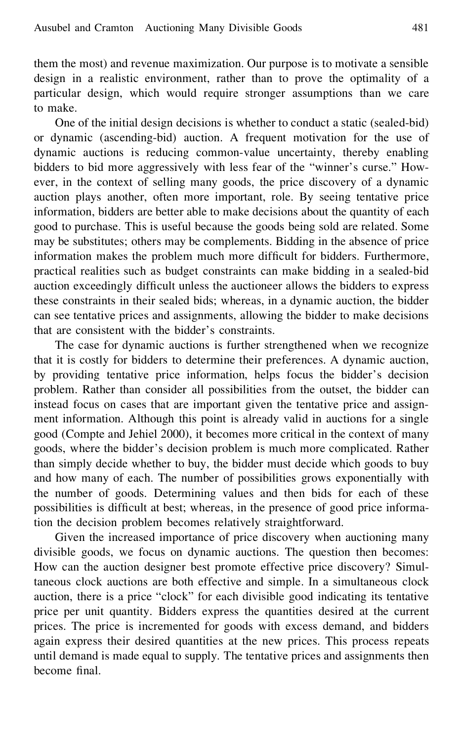them the most) and revenue maximization. Our purpose is to motivate a sensible design in a realistic environment, rather than to prove the optimality of a particular design, which would require stronger assumptions than we care to make.

One of the initial design decisions is whether to conduct a static (sealed-bid) or dynamic (ascending-bid) auction. A frequent motivation for the use of dynamic auctions is reducing common-value uncertainty, thereby enabling bidders to bid more aggressively with less fear of the "winner's curse." However, in the context of selling many goods, the price discovery of a dynamic auction plays another, often more important, role. By seeing tentative price information, bidders are better able to make decisions about the quantity of each good to purchase. This is useful because the goods being sold are related. Some may be substitutes; others may be complements. Bidding in the absence of price information makes the problem much more difficult for bidders. Furthermore, practical realities such as budget constraints can make bidding in a sealed-bid auction exceedingly difficult unless the auctioneer allows the bidders to express these constraints in their sealed bids; whereas, in a dynamic auction, the bidder can see tentative prices and assignments, allowing the bidder to make decisions that are consistent with the bidder's constraints.

The case for dynamic auctions is further strengthened when we recognize that it is costly for bidders to determine their preferences. A dynamic auction, by providing tentative price information, helps focus the bidder's decision problem. Rather than consider all possibilities from the outset, the bidder can instead focus on cases that are important given the tentative price and assignment information. Although this point is already valid in auctions for a single good (Compte and Jehiel 2000), it becomes more critical in the context of many goods, where the bidder's decision problem is much more complicated. Rather than simply decide whether to buy, the bidder must decide which goods to buy and how many of each. The number of possibilities grows exponentially with the number of goods. Determining values and then bids for each of these possibilities is difficult at best; whereas, in the presence of good price information the decision problem becomes relatively straightforward.

Given the increased importance of price discovery when auctioning many divisible goods, we focus on dynamic auctions. The question then becomes: How can the auction designer best promote effective price discovery? Simultaneous clock auctions are both effective and simple. In a simultaneous clock auction, there is a price "clock" for each divisible good indicating its tentative price per unit quantity. Bidders express the quantities desired at the current prices. The price is incremented for goods with excess demand, and bidders again express their desired quantities at the new prices. This process repeats until demand is made equal to supply. The tentative prices and assignments then become final.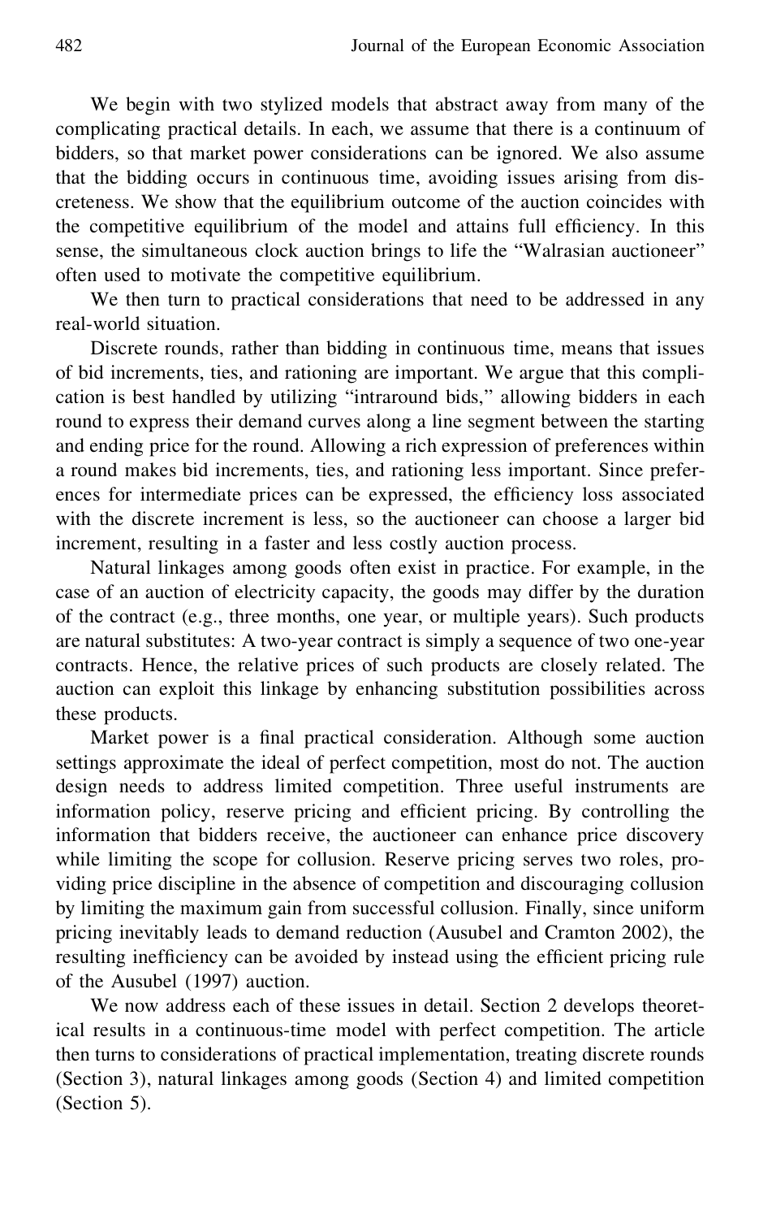We begin with two stylized models that abstract away from many of the complicating practical details. In each, we assume that there is a continuum of bidders, so that market power considerations can be ignored. We also assume that the bidding occurs in continuous time, avoiding issues arising from discreteness. We show that the equilibrium outcome of the auction coincides with the competitive equilibrium of the model and attains full efficiency. In this sense, the simultaneous clock auction brings to life the "Walrasian auctioneer" often used to motivate the competitive equilibrium.

We then turn to practical considerations that need to be addressed in any real-world situation.

Discrete rounds, rather than bidding in continuous time, means that issues of bid increments, ties, and rationing are important. We argue that this complication is best handled by utilizing "intraround bids," allowing bidders in each round to express their demand curves along a line segment between the starting and ending price for the round. Allowing a rich expression of preferences within a round makes bid increments, ties, and rationing less important. Since preferences for intermediate prices can be expressed, the efficiency loss associated with the discrete increment is less, so the auctioneer can choose a larger bid increment, resulting in a faster and less costly auction process.

Natural linkages among goods often exist in practice. For example, in the case of an auction of electricity capacity, the goods may differ by the duration of the contract (e.g., three months, one year, or multiple years). Such products are natural substitutes: A two-year contract is simply a sequence of two one-year contracts. Hence, the relative prices of such products are closely related. The auction can exploit this linkage by enhancing substitution possibilities across these products.

Market power is a final practical consideration. Although some auction settings approximate the ideal of perfect competition, most do not. The auction design needs to address limited competition. Three useful instruments are information policy, reserve pricing and efficient pricing. By controlling the information that bidders receive, the auctioneer can enhance price discovery while limiting the scope for collusion. Reserve pricing serves two roles, providing price discipline in the absence of competition and discouraging collusion by limiting the maximum gain from successful collusion. Finally, since uniform pricing inevitably leads to demand reduction (Ausubel and Cramton 2002), the resulting inefficiency can be avoided by instead using the efficient pricing rule of the Ausubel (1997) auction.

We now address each of these issues in detail. Section 2 develops theoretical results in a continuous-time model with perfect competition. The article then turns to considerations of practical implementation, treating discrete rounds (Section 3), natural linkages among goods (Section 4) and limited competition (Section 5).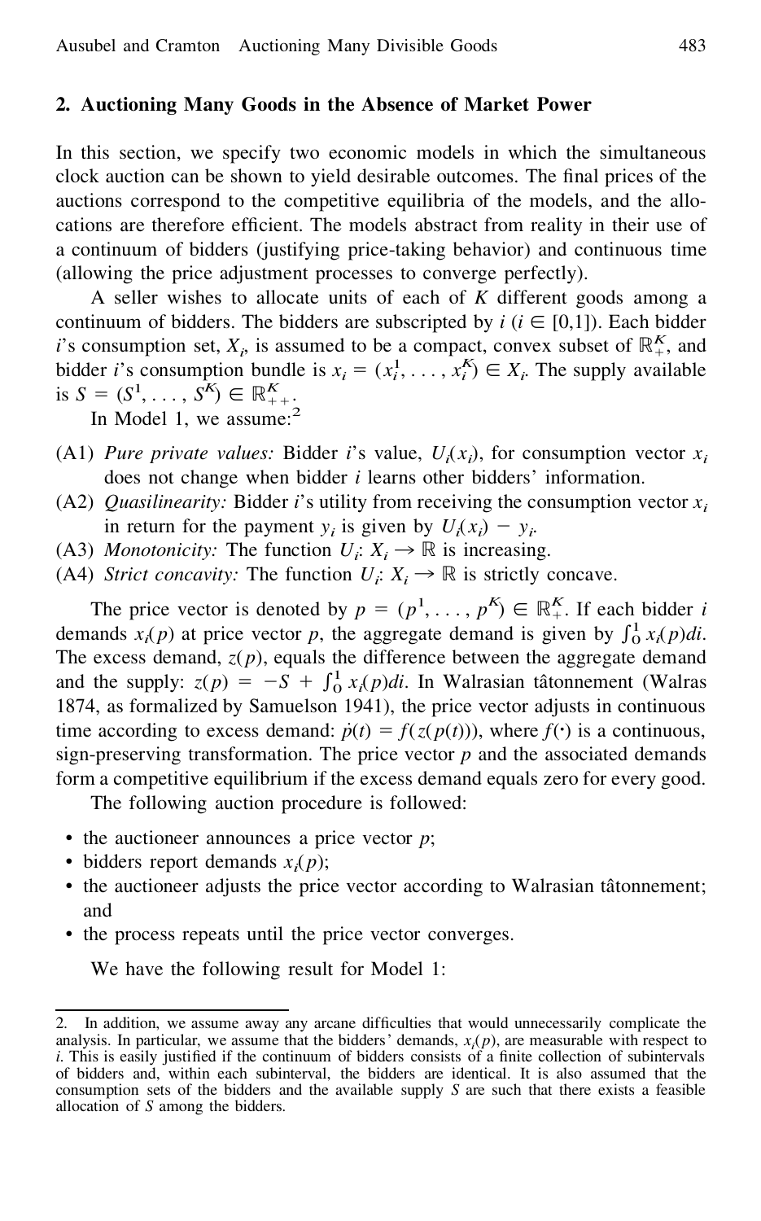## 2. Auctioning Many Goods in the Absence of Market Power

In this section, we specify two economic models in which the simultaneous clock auction can be shown to yield desirable outcomes. The final prices of the auctions correspond to the competitive equilibria of the models, and the allocations are therefore efficient. The models abstract from reality in their use of a continuum of bidders (justifying price-taking behavior) and continuous time (allowing the price adjustment processes to converge perfectly).

A seller wishes to allocate units of each of $K$ different goods among a continuum of bidders. The bidders are subscripted by $i$ ($i \in [0,1]$). Each bidder $i$'s consumption set, $X_i$, is assumed to be a compact, convex subset of $\mathbb{R}_+^K$, and bidder $i$'s consumption bundle is $x_i = (x_i^1, \ldots, x_i^K) \in X_i$. The supply available is $S = (S^1, \ldots, S^K) \in \mathbb{R}_{++}^K$.

In Model 1, we assume:[2]

- (A1) *Pure private values:* Bidder $i$'s value, $U_i(x_i)$, for consumption vector $x_i$ does not change when bidder $i$ learns other bidders' information.
- (A2) *Quasilinearity:* Bidder $i$'s utility from receiving the consumption vector $x_i$ in return for the payment $y_i$ is given by $U_i(x_i) - y_i$.
- (A3) *Monotonicity:* The function $U_i$: $X_i \rightarrow \mathbb{R}$ is increasing.
- (A4) *Strict concavity:* The function $U_i$: $X_i \rightarrow \mathbb{R}$ is strictly concave.

The price vector is denoted by $p = (p^1, \ldots, p^K) \in \mathbb{R}_+^K$. If each bidder $i$ demands $x_i(p)$ at price vector $p$, the aggregate demand is given by $\int_0^1 x_i(p)di$. The excess demand, $z(p)$, equals the difference between the aggregate demand and the supply: $z(p) = -S + \int_0^1 x_i(p)di$. In Walrasian tâtonnement (Walras 1874, as formalized by Samuelson 1941), the price vector adjusts in continuous time according to excess demand: $\dot{p}(t) = f(z(p(t)))$, where $f(\cdot)$ is a continuous, sign-preserving transformation. The price vector $p$ and the associated demands form a competitive equilibrium if the excess demand equals zero for every good.

The following auction procedure is followed:

- the auctioneer announces a price vector $p$;
- bidders report demands $x_i(p)$;
- the auctioneer adjusts the price vector according to Walrasian tâtonnement; and
- the process repeats until the price vector converges.

We have the following result for Model 1:

---

2. In addition, we assume away any arcane difficulties that would unnecessarily complicate the analysis. In particular, we assume that the bidders' demands, $x_i(p)$, are measurable with respect to $i$. This is easily justified if the continuum of bidders consists of a finite collection of subintervals of bidders and, within each subinterval, the bidders are identical. It is also assumed that the consumption sets of the bidders and the available supply $S$ are such that there exists a feasible allocation of $S$ among the bidders.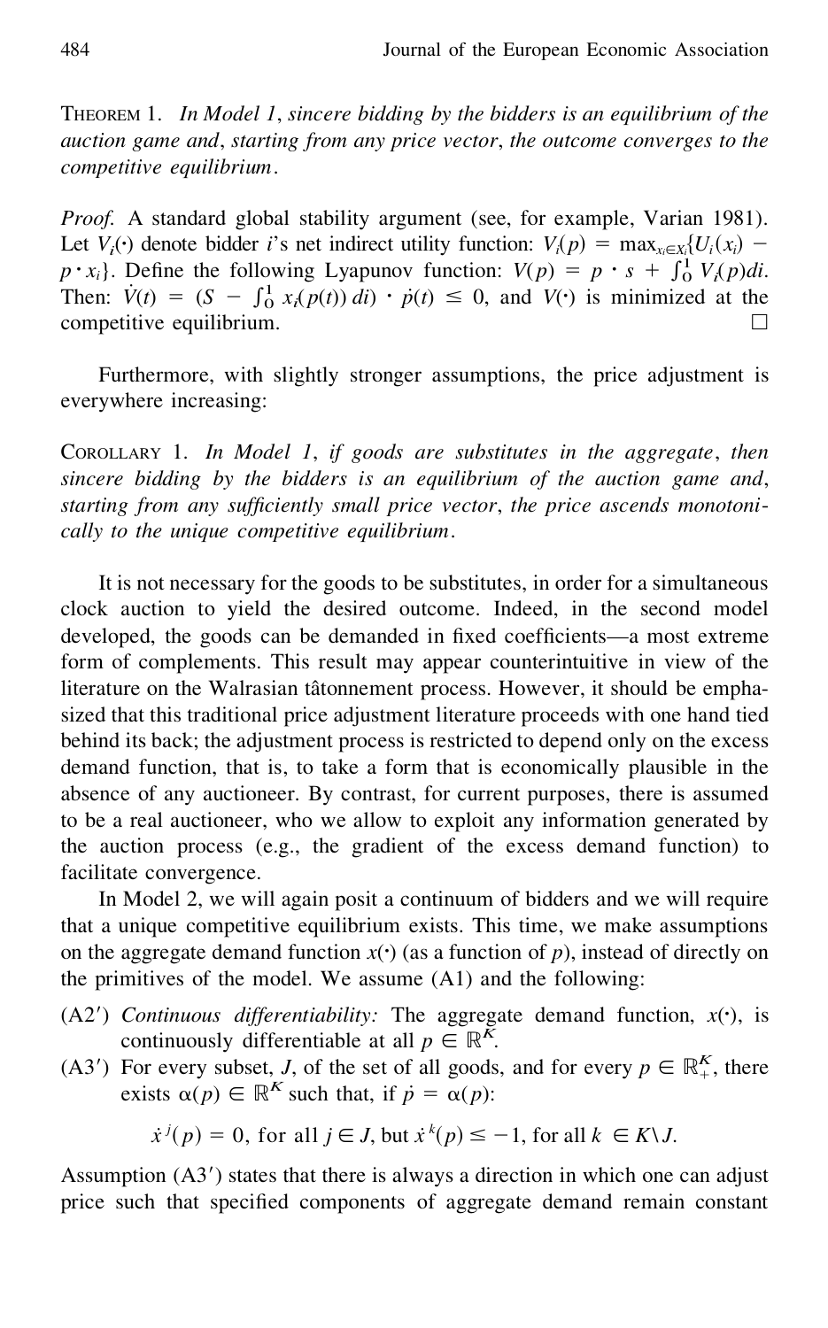THEOREM 1. *In Model 1, sincere bidding by the bidders is an equilibrium of the auction game and, starting from any price vector, the outcome converges to the competitive equilibrium.*

*Proof.* A standard global stability argument (see, for example, Varian 1981). Let $V_i(\cdot)$ denote bidder $i$'s net indirect utility function: $V_i(p) = \max_{x_i \in X_i}\{U_i(x_i) - p \cdot x_i\}$. Define the following Lyapunov function: $V(p) = p \cdot s + \int_0^1 V_i(p)di$. Then: $\dot{V}(t) = (S - \int_0^1 x_i(p(t))\, di) \cdot \dot{p}(t) \leq 0$, and $V(\cdot)$ is minimized at the competitive equilibrium. □

Furthermore, with slightly stronger assumptions, the price adjustment is everywhere increasing:

COROLLARY 1. *In Model 1, if goods are substitutes in the aggregate, then sincere bidding by the bidders is an equilibrium of the auction game and, starting from any sufficiently small price vector, the price ascends monotonically to the unique competitive equilibrium.*

It is not necessary for the goods to be substitutes, in order for a simultaneous clock auction to yield the desired outcome. Indeed, in the second model developed, the goods can be demanded in fixed coefficients—a most extreme form of complements. This result may appear counterintuitive in view of the literature on the Walrasian tâtonnement process. However, it should be emphasized that this traditional price adjustment literature proceeds with one hand tied behind its back; the adjustment process is restricted to depend only on the excess demand function, that is, to take a form that is economically plausible in the absence of any auctioneer. By contrast, for current purposes, there is assumed to be a real auctioneer, who we allow to exploit any information generated by the auction process (e.g., the gradient of the excess demand function) to facilitate convergence.

In Model 2, we will again posit a continuum of bidders and we will require that a unique competitive equilibrium exists. This time, we make assumptions on the aggregate demand function $x(\cdot)$ (as a function of $p$), instead of directly on the primitives of the model. We assume (A1) and the following:

- (A2′) *Continuous differentiability:* The aggregate demand function, $x(\cdot)$, is continuously differentiable at all $p \in \mathbb{R}^K$.
- (A3′) For every subset, $J$, of the set of all goods, and for every $p \in \mathbb{R}_+^K$, there exists $\alpha(p) \in \mathbb{R}^K$ such that, if $\dot{p} = \alpha(p)$:

$$\dot{x}^j(p) = 0, \text{ for all } j \in J, \text{ but } \dot{x}^k(p) \leq -1, \text{ for all } k \in K \backslash J.$$

Assumption (A3′) states that there is always a direction in which one can adjust price such that specified components of aggregate demand remain constant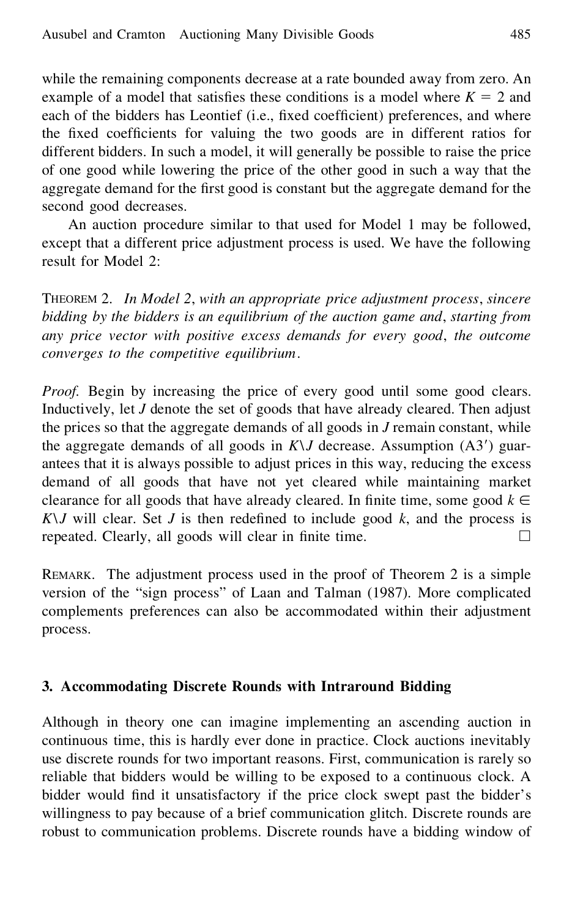while the remaining components decrease at a rate bounded away from zero. An example of a model that satisfies these conditions is a model where $K = 2$ and each of the bidders has Leontief (i.e., fixed coefficient) preferences, and where the fixed coefficients for valuing the two goods are in different ratios for different bidders. In such a model, it will generally be possible to raise the price of one good while lowering the price of the other good in such a way that the aggregate demand for the first good is constant but the aggregate demand for the second good decreases.

An auction procedure similar to that used for Model 1 may be followed, except that a different price adjustment process is used. We have the following result for Model 2:

THEOREM 2. *In Model 2, with an appropriate price adjustment process, sincere bidding by the bidders is an equilibrium of the auction game and, starting from any price vector with positive excess demands for every good, the outcome converges to the competitive equilibrium.*

*Proof.* Begin by increasing the price of every good until some good clears. Inductively, let $J$ denote the set of goods that have already cleared. Then adjust the prices so that the aggregate demands of all goods in $J$ remain constant, while the aggregate demands of all goods in $K \backslash J$ decrease. Assumption (A3′) guarantees that it is always possible to adjust prices in this way, reducing the excess demand of all goods that have not yet cleared while maintaining market clearance for all goods that have already cleared. In finite time, some good $k \in K \backslash J$ will clear. Set $J$ is then redefined to include good $k$, and the process is repeated. Clearly, all goods will clear in finite time. □

REMARK. The adjustment process used in the proof of Theorem 2 is a simple version of the "sign process" of Laan and Talman (1987). More complicated complements preferences can also be accommodated within their adjustment process.

## 3. Accommodating Discrete Rounds with Intraround Bidding

Although in theory one can imagine implementing an ascending auction in continuous time, this is hardly ever done in practice. Clock auctions inevitably use discrete rounds for two important reasons. First, communication is rarely so reliable that bidders would be willing to be exposed to a continuous clock. A bidder would find it unsatisfactory if the price clock swept past the bidder's willingness to pay because of a brief communication glitch. Discrete rounds are robust to communication problems. Discrete rounds have a bidding window of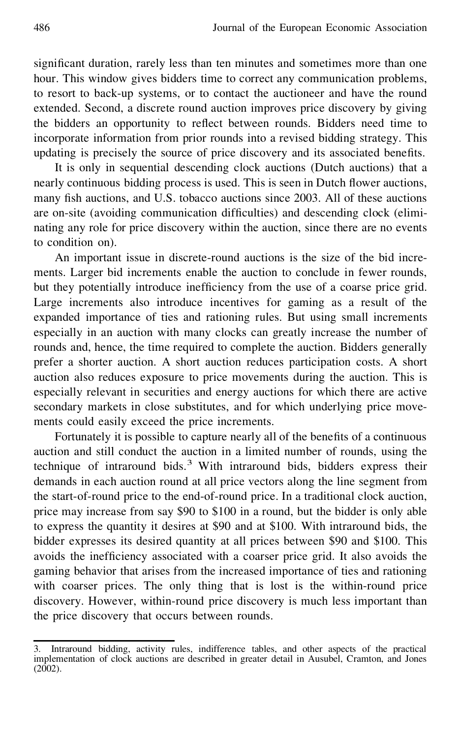significant duration, rarely less than ten minutes and sometimes more than one hour. This window gives bidders time to correct any communication problems, to resort to back-up systems, or to contact the auctioneer and have the round extended. Second, a discrete round auction improves price discovery by giving the bidders an opportunity to reflect between rounds. Bidders need time to incorporate information from prior rounds into a revised bidding strategy. This updating is precisely the source of price discovery and its associated benefits.

It is only in sequential descending clock auctions (Dutch auctions) that a nearly continuous bidding process is used. This is seen in Dutch flower auctions, many fish auctions, and U.S. tobacco auctions since 2003. All of these auctions are on-site (avoiding communication difficulties) and descending clock (eliminating any role for price discovery within the auction, since there are no events to condition on).

An important issue in discrete-round auctions is the size of the bid increments. Larger bid increments enable the auction to conclude in fewer rounds, but they potentially introduce inefficiency from the use of a coarse price grid. Large increments also introduce incentives for gaming as a result of the expanded importance of ties and rationing rules. But using small increments especially in an auction with many clocks can greatly increase the number of rounds and, hence, the time required to complete the auction. Bidders generally prefer a shorter auction. A short auction reduces participation costs. A short auction also reduces exposure to price movements during the auction. This is especially relevant in securities and energy auctions for which there are active secondary markets in close substitutes, and for which underlying price movements could easily exceed the price increments.

Fortunately it is possible to capture nearly all of the benefits of a continuous auction and still conduct the auction in a limited number of rounds, using the technique of intraround bids.[3] With intraround bids, bidders express their demands in each auction round at all price vectors along the line segment from the start-of-round price to the end-of-round price. In a traditional clock auction, price may increase from say \$90 to \$100 in a round, but the bidder is only able to express the quantity it desires at \$90 and at \$100. With intraround bids, the bidder expresses its desired quantity at all prices between \$90 and \$100. This avoids the inefficiency associated with a coarser price grid. It also avoids the gaming behavior that arises from the increased importance of ties and rationing with coarser prices. The only thing that is lost is the within-round price discovery. However, within-round price discovery is much less important than the price discovery that occurs between rounds.

3. Intraround bidding, activity rules, indifference tables, and other aspects of the practical implementation of clock auctions are described in greater detail in Ausubel, Cramton, and Jones (2002).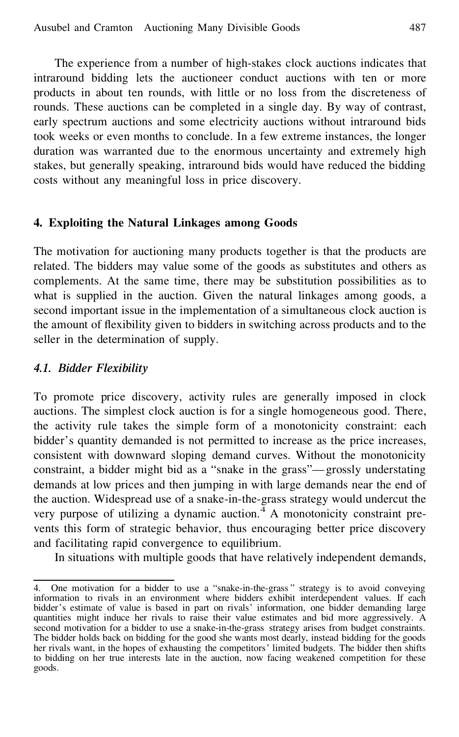The experience from a number of high-stakes clock auctions indicates that intraround bidding lets the auctioneer conduct auctions with ten or more products in about ten rounds, with little or no loss from the discreteness of rounds. These auctions can be completed in a single day. By way of contrast, early spectrum auctions and some electricity auctions without intraround bids took weeks or even months to conclude. In a few extreme instances, the longer duration was warranted due to the enormous uncertainty and extremely high stakes, but generally speaking, intraround bids would have reduced the bidding costs without any meaningful loss in price discovery.

## 4. Exploiting the Natural Linkages among Goods

The motivation for auctioning many products together is that the products are related. The bidders may value some of the goods as substitutes and others as complements. At the same time, there may be substitution possibilities as to what is supplied in the auction. Given the natural linkages among goods, a second important issue in the implementation of a simultaneous clock auction is the amount of flexibility given to bidders in switching across products and to the seller in the determination of supply.

### *4.1. Bidder Flexibility*

To promote price discovery, activity rules are generally imposed in clock auctions. The simplest clock auction is for a single homogeneous good. There, the activity rule takes the simple form of a monotonicity constraint: each bidder's quantity demanded is not permitted to increase as the price increases, consistent with downward sloping demand curves. Without the monotonicity constraint, a bidder might bid as a "snake in the grass"—grossly understating demands at low prices and then jumping in with large demands near the end of the auction. Widespread use of a snake-in-the-grass strategy would undercut the very purpose of utilizing a dynamic auction.[4] A monotonicity constraint prevents this form of strategic behavior, thus encouraging better price discovery and facilitating rapid convergence to equilibrium.

In situations with multiple goods that have relatively independent demands,

---

4. One motivation for a bidder to use a "snake-in-the-grass" strategy is to avoid conveying information to rivals in an environment where bidders exhibit interdependent values. If each bidder's estimate of value is based in part on rivals' information, one bidder demanding large quantities might induce her rivals to raise their value estimates and bid more aggressively. A second motivation for a bidder to use a snake-in-the-grass strategy arises from budget constraints. The bidder holds back on bidding for the good she wants most dearly, instead bidding for the goods her rivals want, in the hopes of exhausting the competitors' limited budgets. The bidder then shifts to bidding on her true interests late in the auction, now facing weakened competition for these goods.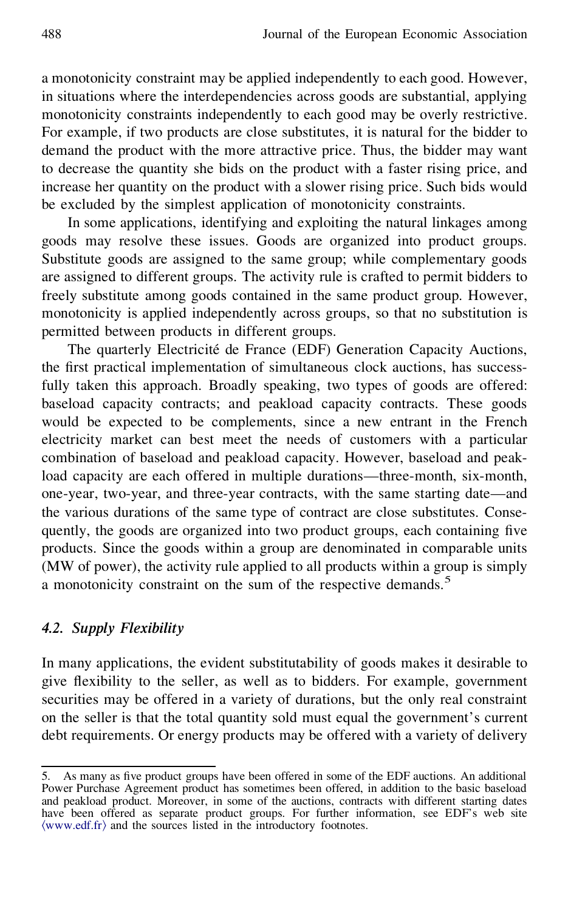a monotonicity constraint may be applied independently to each good. However, in situations where the interdependencies across goods are substantial, applying monotonicity constraints independently to each good may be overly restrictive. For example, if two products are close substitutes, it is natural for the bidder to demand the product with the more attractive price. Thus, the bidder may want to decrease the quantity she bids on the product with a faster rising price, and increase her quantity on the product with a slower rising price. Such bids would be excluded by the simplest application of monotonicity constraints.

In some applications, identifying and exploiting the natural linkages among goods may resolve these issues. Goods are organized into product groups. Substitute goods are assigned to the same group; while complementary goods are assigned to different groups. The activity rule is crafted to permit bidders to freely substitute among goods contained in the same product group. However, monotonicity is applied independently across groups, so that no substitution is permitted between products in different groups.

The quarterly Electricité de France (EDF) Generation Capacity Auctions, the first practical implementation of simultaneous clock auctions, has successfully taken this approach. Broadly speaking, two types of goods are offered: baseload capacity contracts; and peakload capacity contracts. These goods would be expected to be complements, since a new entrant in the French electricity market can best meet the needs of customers with a particular combination of baseload and peakload capacity. However, baseload and peakload capacity are each offered in multiple durations—three-month, six-month, one-year, two-year, and three-year contracts, with the same starting date—and the various durations of the same type of contract are close substitutes. Consequently, the goods are organized into two product groups, each containing five products. Since the goods within a group are denominated in comparable units (MW of power), the activity rule applied to all products within a group is simply a monotonicity constraint on the sum of the respective demands.[5]

### *4.2. Supply Flexibility*

In many applications, the evident substitutability of goods makes it desirable to give flexibility to the seller, as well as to bidders. For example, government securities may be offered in a variety of durations, but the only real constraint on the seller is that the total quantity sold must equal the government's current debt requirements. Or energy products may be offered with a variety of delivery

5. As many as five product groups have been offered in some of the EDF auctions. An additional Power Purchase Agreement product has sometimes been offered, in addition to the basic baseload and peakload product. Moreover, in some of the auctions, contracts with different starting dates have been offered as separate product groups. For further information, see EDF's web site ⟨www.edf.fr⟩ and the sources listed in the introductory footnotes.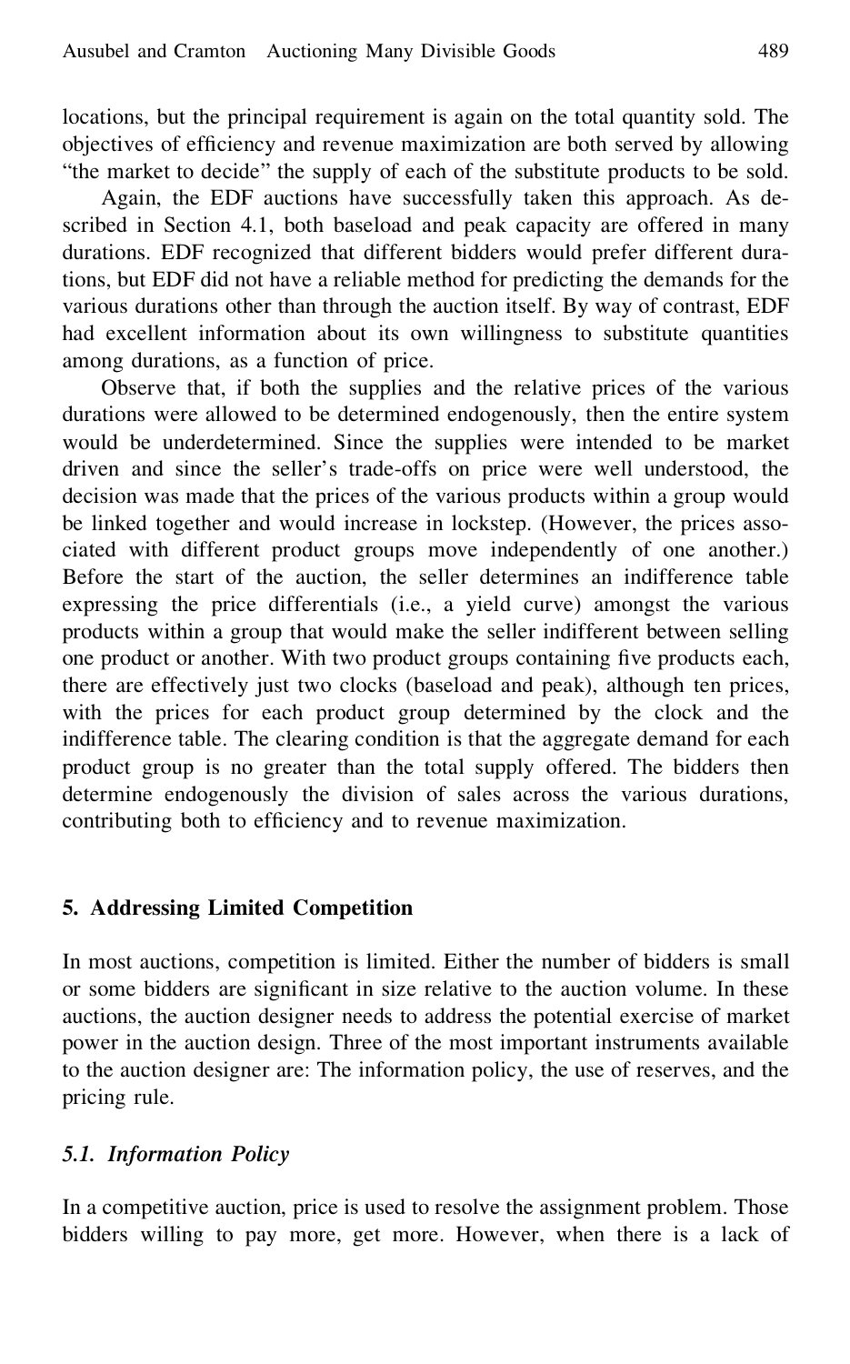locations, but the principal requirement is again on the total quantity sold. The objectives of efficiency and revenue maximization are both served by allowing "the market to decide" the supply of each of the substitute products to be sold.

Again, the EDF auctions have successfully taken this approach. As described in Section 4.1, both baseload and peak capacity are offered in many durations. EDF recognized that different bidders would prefer different durations, but EDF did not have a reliable method for predicting the demands for the various durations other than through the auction itself. By way of contrast, EDF had excellent information about its own willingness to substitute quantities among durations, as a function of price.

Observe that, if both the supplies and the relative prices of the various durations were allowed to be determined endogenously, then the entire system would be underdetermined. Since the supplies were intended to be market driven and since the seller's trade-offs on price were well understood, the decision was made that the prices of the various products within a group would be linked together and would increase in lockstep. (However, the prices associated with different product groups move independently of one another.) Before the start of the auction, the seller determines an indifference table expressing the price differentials (i.e., a yield curve) amongst the various products within a group that would make the seller indifferent between selling one product or another. With two product groups containing five products each, there are effectively just two clocks (baseload and peak), although ten prices, with the prices for each product group determined by the clock and the indifference table. The clearing condition is that the aggregate demand for each product group is no greater than the total supply offered. The bidders then determine endogenously the division of sales across the various durations, contributing both to efficiency and to revenue maximization.

## 5. Addressing Limited Competition

In most auctions, competition is limited. Either the number of bidders is small or some bidders are significant in size relative to the auction volume. In these auctions, the auction designer needs to address the potential exercise of market power in the auction design. Three of the most important instruments available to the auction designer are: The information policy, the use of reserves, and the pricing rule.

### *5.1. Information Policy*

In a competitive auction, price is used to resolve the assignment problem. Those bidders willing to pay more, get more. However, when there is a lack of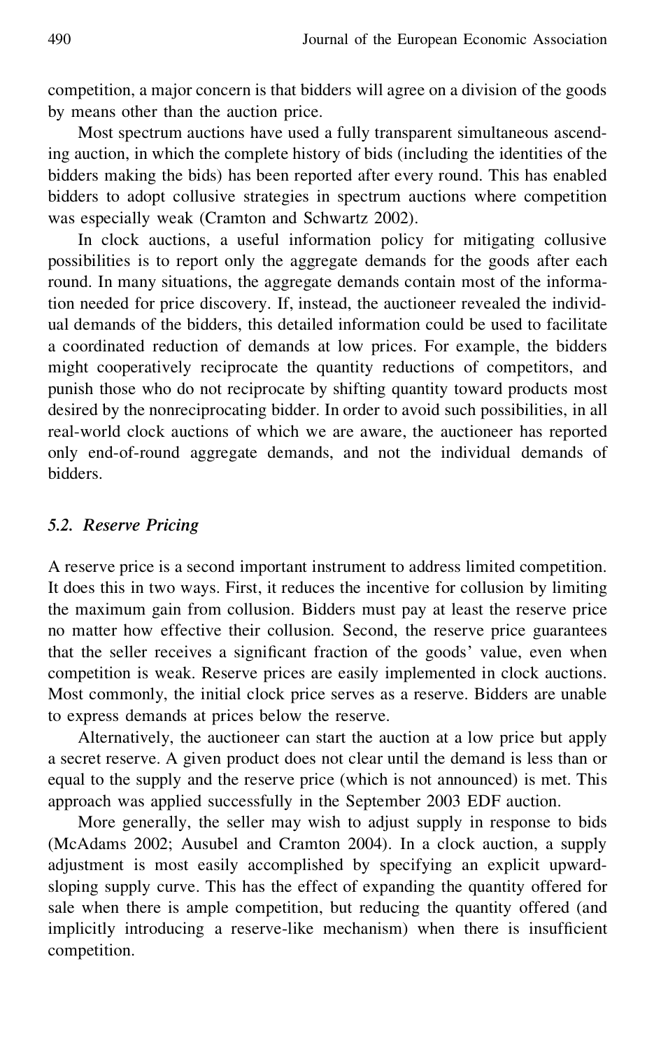competition, a major concern is that bidders will agree on a division of the goods by means other than the auction price.

Most spectrum auctions have used a fully transparent simultaneous ascending auction, in which the complete history of bids (including the identities of the bidders making the bids) has been reported after every round. This has enabled bidders to adopt collusive strategies in spectrum auctions where competition was especially weak (Cramton and Schwartz 2002).

In clock auctions, a useful information policy for mitigating collusive possibilities is to report only the aggregate demands for the goods after each round. In many situations, the aggregate demands contain most of the information needed for price discovery. If, instead, the auctioneer revealed the individual demands of the bidders, this detailed information could be used to facilitate a coordinated reduction of demands at low prices. For example, the bidders might cooperatively reciprocate the quantity reductions of competitors, and punish those who do not reciprocate by shifting quantity toward products most desired by the nonreciprocating bidder. In order to avoid such possibilities, in all real-world clock auctions of which we are aware, the auctioneer has reported only end-of-round aggregate demands, and not the individual demands of bidders.

### *5.2. Reserve Pricing*

A reserve price is a second important instrument to address limited competition. It does this in two ways. First, it reduces the incentive for collusion by limiting the maximum gain from collusion. Bidders must pay at least the reserve price no matter how effective their collusion. Second, the reserve price guarantees that the seller receives a significant fraction of the goods' value, even when competition is weak. Reserve prices are easily implemented in clock auctions. Most commonly, the initial clock price serves as a reserve. Bidders are unable to express demands at prices below the reserve.

Alternatively, the auctioneer can start the auction at a low price but apply a secret reserve. A given product does not clear until the demand is less than or equal to the supply and the reserve price (which is not announced) is met. This approach was applied successfully in the September 2003 EDF auction.

More generally, the seller may wish to adjust supply in response to bids (McAdams 2002; Ausubel and Cramton 2004). In a clock auction, a supply adjustment is most easily accomplished by specifying an explicit upward-sloping supply curve. This has the effect of expanding the quantity offered for sale when there is ample competition, but reducing the quantity offered (and implicitly introducing a reserve-like mechanism) when there is insufficient competition.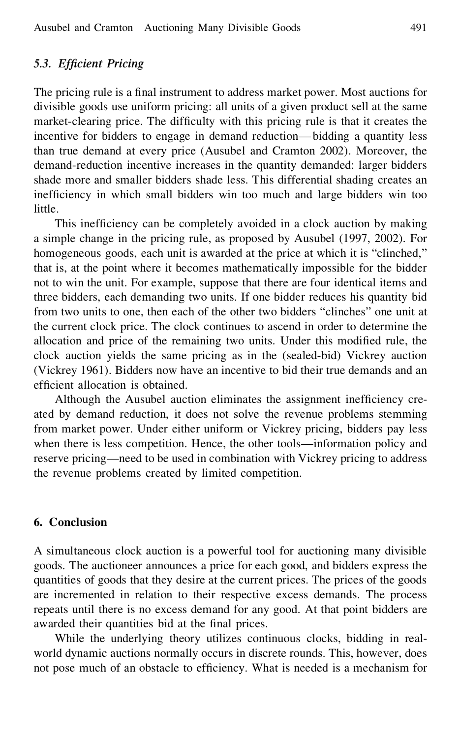### *5.3. Efficient Pricing*

The pricing rule is a final instrument to address market power. Most auctions for divisible goods use uniform pricing: all units of a given product sell at the same market-clearing price. The difficulty with this pricing rule is that it creates the incentive for bidders to engage in demand reduction—bidding a quantity less than true demand at every price (Ausubel and Cramton 2002). Moreover, the demand-reduction incentive increases in the quantity demanded: larger bidders shade more and smaller bidders shade less. This differential shading creates an inefficiency in which small bidders win too much and large bidders win too little.

This inefficiency can be completely avoided in a clock auction by making a simple change in the pricing rule, as proposed by Ausubel (1997, 2002). For homogeneous goods, each unit is awarded at the price at which it is "clinched," that is, at the point where it becomes mathematically impossible for the bidder not to win the unit. For example, suppose that there are four identical items and three bidders, each demanding two units. If one bidder reduces his quantity bid from two units to one, then each of the other two bidders "clinches" one unit at the current clock price. The clock continues to ascend in order to determine the allocation and price of the remaining two units. Under this modified rule, the clock auction yields the same pricing as in the (sealed-bid) Vickrey auction (Vickrey 1961). Bidders now have an incentive to bid their true demands and an efficient allocation is obtained.

Although the Ausubel auction eliminates the assignment inefficiency created by demand reduction, it does not solve the revenue problems stemming from market power. Under either uniform or Vickrey pricing, bidders pay less when there is less competition. Hence, the other tools—information policy and reserve pricing—need to be used in combination with Vickrey pricing to address the revenue problems created by limited competition.

## 6. Conclusion

A simultaneous clock auction is a powerful tool for auctioning many divisible goods. The auctioneer announces a price for each good, and bidders express the quantities of goods that they desire at the current prices. The prices of the goods are incremented in relation to their respective excess demands. The process repeats until there is no excess demand for any good. At that point bidders are awarded their quantities bid at the final prices.

While the underlying theory utilizes continuous clocks, bidding in real-world dynamic auctions normally occurs in discrete rounds. This, however, does not pose much of an obstacle to efficiency. What is needed is a mechanism for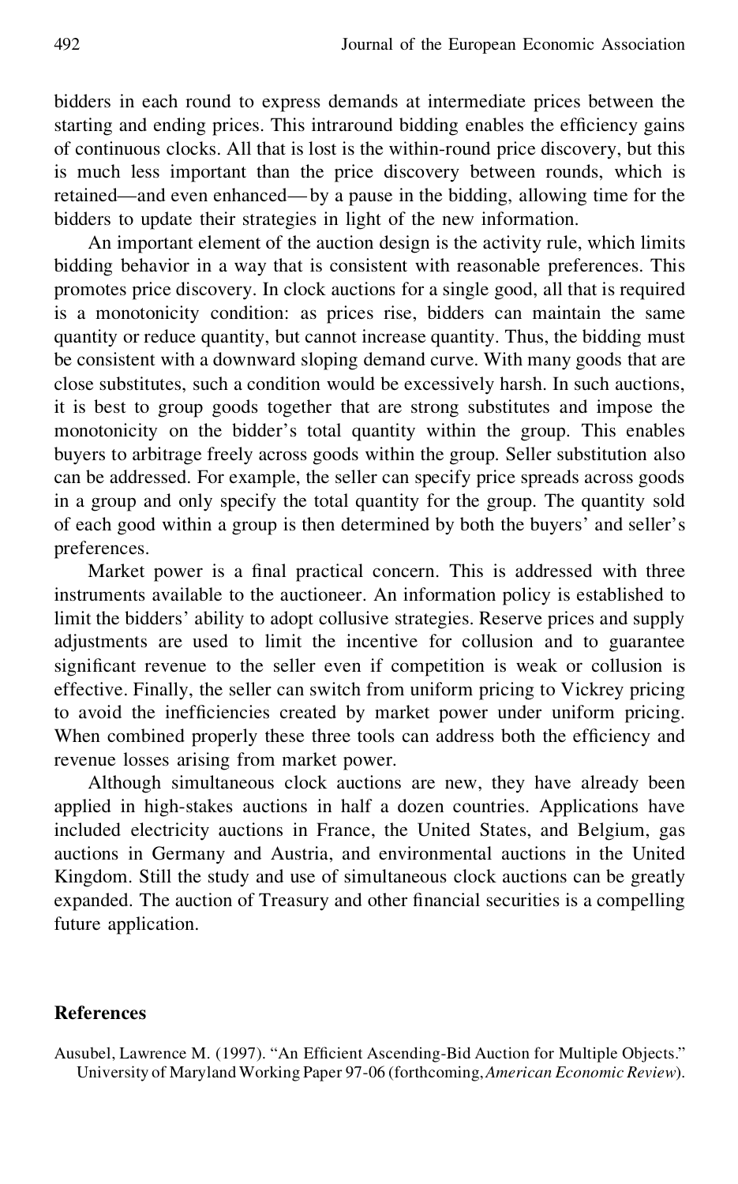bidders in each round to express demands at intermediate prices between the starting and ending prices. This intraround bidding enables the efficiency gains of continuous clocks. All that is lost is the within-round price discovery, but this is much less important than the price discovery between rounds, which is retained—and even enhanced—by a pause in the bidding, allowing time for the bidders to update their strategies in light of the new information.

An important element of the auction design is the activity rule, which limits bidding behavior in a way that is consistent with reasonable preferences. This promotes price discovery. In clock auctions for a single good, all that is required is a monotonicity condition: as prices rise, bidders can maintain the same quantity or reduce quantity, but cannot increase quantity. Thus, the bidding must be consistent with a downward sloping demand curve. With many goods that are close substitutes, such a condition would be excessively harsh. In such auctions, it is best to group goods together that are strong substitutes and impose the monotonicity on the bidder's total quantity within the group. This enables buyers to arbitrage freely across goods within the group. Seller substitution also can be addressed. For example, the seller can specify price spreads across goods in a group and only specify the total quantity for the group. The quantity sold of each good within a group is then determined by both the buyers' and seller's preferences.

Market power is a final practical concern. This is addressed with three instruments available to the auctioneer. An information policy is established to limit the bidders' ability to adopt collusive strategies. Reserve prices and supply adjustments are used to limit the incentive for collusion and to guarantee significant revenue to the seller even if competition is weak or collusion is effective. Finally, the seller can switch from uniform pricing to Vickrey pricing to avoid the inefficiencies created by market power under uniform pricing. When combined properly these three tools can address both the efficiency and revenue losses arising from market power.

Although simultaneous clock auctions are new, they have already been applied in high-stakes auctions in half a dozen countries. Applications have included electricity auctions in France, the United States, and Belgium, gas auctions in Germany and Austria, and environmental auctions in the United Kingdom. Still the study and use of simultaneous clock auctions can be greatly expanded. The auction of Treasury and other financial securities is a compelling future application.

## References

Ausubel, Lawrence M. (1997). "An Efficient Ascending-Bid Auction for Multiple Objects." University of Maryland Working Paper 97-06 (forthcoming, *American Economic Review*).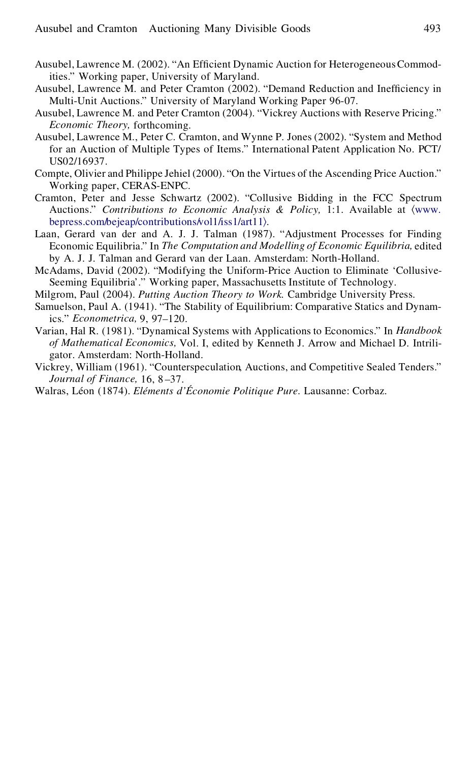Ausubel, Lawrence M. (2002). "An Efficient Dynamic Auction for Heterogeneous Commodities." Working paper, University of Maryland.

Ausubel, Lawrence M. and Peter Cramton (2002). "Demand Reduction and Inefficiency in Multi-Unit Auctions." University of Maryland Working Paper 96-07.

Ausubel, Lawrence M. and Peter Cramton (2004). "Vickrey Auctions with Reserve Pricing." *Economic Theory,* forthcoming.

Ausubel, Lawrence M., Peter C. Cramton, and Wynne P. Jones (2002). "System and Method for an Auction of Multiple Types of Items." International Patent Application No. PCT/US02/16937.

Compte, Olivier and Philippe Jehiel (2000). "On the Virtues of the Ascending Price Auction." Working paper, CERAS-ENPC.

Cramton, Peter and Jesse Schwartz (2002). "Collusive Bidding in the FCC Spectrum Auctions." *Contributions to Economic Analysis & Policy,* 1:1. Available at ⟨www.bepress.com/bejeap/contributions/vol1/iss1/art11⟩.

Laan, Gerard van der and A. J. J. Talman (1987). "Adjustment Processes for Finding Economic Equilibria." In *The Computation and Modelling of Economic Equilibria,* edited by A. J. J. Talman and Gerard van der Laan. Amsterdam: North-Holland.

McAdams, David (2002). "Modifying the Uniform-Price Auction to Eliminate 'Collusive-Seeming Equilibria'." Working paper, Massachusetts Institute of Technology.

Milgrom, Paul (2004). *Putting Auction Theory to Work.* Cambridge University Press.

Samuelson, Paul A. (1941). "The Stability of Equilibrium: Comparative Statics and Dynamics." *Econometrica,* 9, 97–120.

Varian, Hal R. (1981). "Dynamical Systems with Applications to Economics." In *Handbook of Mathematical Economics,* Vol. I, edited by Kenneth J. Arrow and Michael D. Intriligator. Amsterdam: North-Holland.

Vickrey, William (1961). "Counterspeculation, Auctions, and Competitive Sealed Tenders." *Journal of Finance,* 16, 8–37.

Walras, Léon (1874). *Eléments d'Économie Politique Pure.* Lausanne: Corbaz.